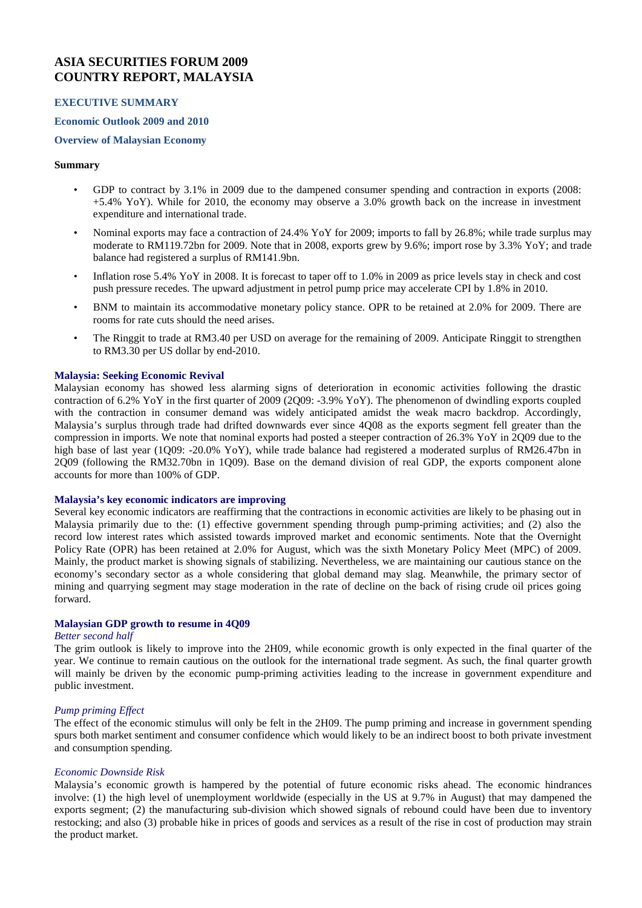# ASIA SECURITIES FORUM 2009
# COUNTRY REPORT, MALAYSIA

## EXECUTIVE SUMMARY

### Economic Outlook 2009 and 2010

### Overview of Malaysian Economy

**Summary**

- GDP to contract by 3.1% in 2009 due to the dampened consumer spending and contraction in exports (2008: +5.4% YoY). While for 2010, the economy may observe a 3.0% growth back on the increase in investment expenditure and international trade.
- Nominal exports may face a contraction of 24.4% YoY for 2009; imports to fall by 26.8%; while trade surplus may moderate to RM119.72bn for 2009. Note that in 2008, exports grew by 9.6%; import rose by 3.3% YoY; and trade balance had registered a surplus of RM141.9bn.
- Inflation rose 5.4% YoY in 2008. It is forecast to taper off to 1.0% in 2009 as price levels stay in check and cost push pressure recedes. The upward adjustment in petrol pump price may accelerate CPI by 1.8% in 2010.
- BNM to maintain its accommodative monetary policy stance. OPR to be retained at 2.0% for 2009. There are rooms for rate cuts should the need arises.
- The Ringgit to trade at RM3.40 per USD on average for the remaining of 2009. Anticipate Ringgit to strengthen to RM3.30 per US dollar by end-2010.

#### Malaysia: Seeking Economic Revival

Malaysian economy has showed less alarming signs of deterioration in economic activities following the drastic contraction of 6.2% YoY in the first quarter of 2009 (2Q09: -3.9% YoY). The phenomenon of dwindling exports coupled with the contraction in consumer demand was widely anticipated amidst the weak macro backdrop. Accordingly, Malaysia's surplus through trade had drifted downwards ever since 4Q08 as the exports segment fell greater than the compression in imports. We note that nominal exports had posted a steeper contraction of 26.3% YoY in 2Q09 due to the high base of last year (1Q09: -20.0% YoY), while trade balance had registered a moderated surplus of RM26.47bn in 2Q09 (following the RM32.70bn in 1Q09). Base on the demand division of real GDP, the exports component alone accounts for more than 100% of GDP.

#### Malaysia's key economic indicators are improving

Several key economic indicators are reaffirming that the contractions in economic activities are likely to be phasing out in Malaysia primarily due to the: (1) effective government spending through pump-priming activities; and (2) also the record low interest rates which assisted towards improved market and economic sentiments. Note that the Overnight Policy Rate (OPR) has been retained at 2.0% for August, which was the sixth Monetary Policy Meet (MPC) of 2009. Mainly, the product market is showing signals of stabilizing. Nevertheless, we are maintaining our cautious stance on the economy's secondary sector as a whole considering that global demand may slag. Meanwhile, the primary sector of mining and quarrying segment may stage moderation in the rate of decline on the back of rising crude oil prices going forward.

#### Malaysian GDP growth to resume in 4Q09

*Better second half*

The grim outlook is likely to improve into the 2H09, while economic growth is only expected in the final quarter of the year. We continue to remain cautious on the outlook for the international trade segment. As such, the final quarter growth will mainly be driven by the economic pump-priming activities leading to the increase in government expenditure and public investment.

*Pump priming Effect*

The effect of the economic stimulus will only be felt in the 2H09. The pump priming and increase in government spending spurs both market sentiment and consumer confidence which would likely to be an indirect boost to both private investment and consumption spending.

*Economic Downside Risk*

Malaysia's economic growth is hampered by the potential of future economic risks ahead. The economic hindrances involve: (1) the high level of unemployment worldwide (especially in the US at 9.7% in August) that may dampened the exports segment; (2) the manufacturing sub-division which showed signals of rebound could have been due to inventory restocking; and also (3) probable hike in prices of goods and services as a result of the rise in cost of production may strain the product market.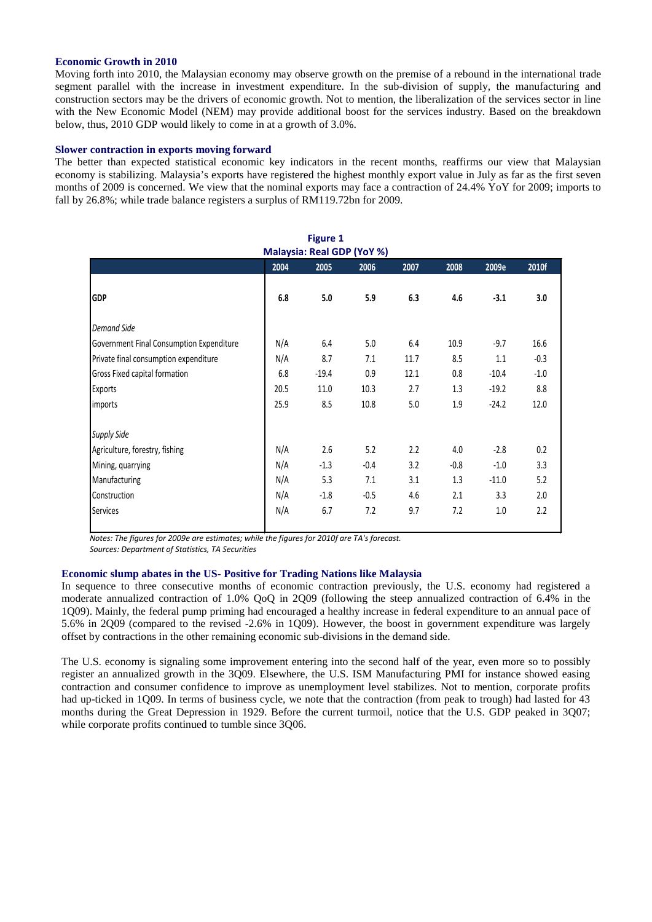### Economic Growth in 2010

Moving forth into 2010, the Malaysian economy may observe growth on the premise of a rebound in the international trade segment parallel with the increase in investment expenditure. In the sub-division of supply, the manufacturing and construction sectors may be the drivers of economic growth. Not to mention, the liberalization of the services sector in line with the New Economic Model (NEM) may provide additional boost for the services industry. Based on the breakdown below, thus, 2010 GDP would likely to come in at a growth of 3.0%.

### Slower contraction in exports moving forward

The better than expected statistical economic key indicators in the recent months, reaffirms our view that Malaysian economy is stabilizing. Malaysia's exports have registered the highest monthly export value in July as far as the first seven months of 2009 is concerned. We view that the nominal exports may face a contraction of 24.4% YoY for 2009; imports to fall by 26.8%; while trade balance registers a surplus of RM119.72bn for 2009.

**Figure 1**
**Malaysia: Real GDP (YoY %)**

| | 2004 | 2005 | 2006 | 2007 | 2008 | 2009e | 2010f |
|---|---|---|---|---|---|---|---|
| **GDP** | **6.8** | **5.0** | **5.9** | **6.3** | **4.6** | **-3.1** | **3.0** |
| *Demand Side* | | | | | | | |
| Government Final Consumption Expenditure | N/A | 6.4 | 5.0 | 6.4 | 10.9 | -9.7 | 16.6 |
| Private final consumption expenditure | N/A | 8.7 | 7.1 | 11.7 | 8.5 | 1.1 | -0.3 |
| Gross Fixed capital formation | 6.8 | -19.4 | 0.9 | 12.1 | 0.8 | -10.4 | -1.0 |
| Exports | 20.5 | 11.0 | 10.3 | 2.7 | 1.3 | -19.2 | 8.8 |
| imports | 25.9 | 8.5 | 10.8 | 5.0 | 1.9 | -24.2 | 12.0 |
| *Supply Side* | | | | | | | |
| Agriculture, forestry, fishing | N/A | 2.6 | 5.2 | 2.2 | 4.0 | -2.8 | 0.2 |
| Mining, quarrying | N/A | -1.3 | -0.4 | 3.2 | -0.8 | -1.0 | 3.3 |
| Manufacturing | N/A | 5.3 | 7.1 | 3.1 | 1.3 | -11.0 | 5.2 |
| Construction | N/A | -1.8 | -0.5 | 4.6 | 2.1 | 3.3 | 2.0 |
| Services | N/A | 6.7 | 7.2 | 9.7 | 7.2 | 1.0 | 2.2 |

*Notes: The figures for 2009e are estimates; while the figures for 2010f are TA's forecast.*
*Sources: Department of Statistics, TA Securities*

### Economic slump abates in the US- Positive for Trading Nations like Malaysia

In sequence to three consecutive months of economic contraction previously, the U.S. economy had registered a moderate annualized contraction of 1.0% QoQ in 2Q09 (following the steep annualized contraction of 6.4% in the 1Q09). Mainly, the federal pump priming had encouraged a healthy increase in federal expenditure to an annual pace of 5.6% in 2Q09 (compared to the revised -2.6% in 1Q09). However, the boost in government expenditure was largely offset by contractions in the other remaining economic sub-divisions in the demand side.

The U.S. economy is signaling some improvement entering into the second half of the year, even more so to possibly register an annualized growth in the 3Q09. Elsewhere, the U.S. ISM Manufacturing PMI for instance showed easing contraction and consumer confidence to improve as unemployment level stabilizes. Not to mention, corporate profits had up-ticked in 1Q09. In terms of business cycle, we note that the contraction (from peak to trough) had lasted for 43 months during the Great Depression in 1929. Before the current turmoil, notice that the U.S. GDP peaked in 3Q07; while corporate profits continued to tumble since 3Q06.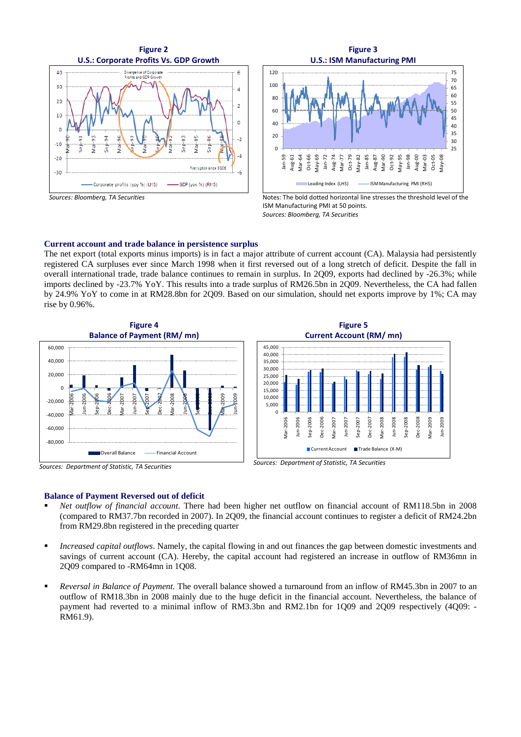**Figure 2**
**U.S.: Corporate Profits Vs. GDP Growth**

*Sources: Bloomberg, TA Securities*

**Figure 3**
**U.S.: ISM Manufacturing PMI**

Notes: The bold dotted horizontal line stresses the threshold level of the ISM Manufacturing PMI at 50 points.
*Sources: Bloomberg, TA Securities*

### Current account and trade balance in persistence surplus

The net export (total exports minus imports) is in fact a major attribute of current account (CA). Malaysia had persistently registered CA surpluses ever since March 1998 when it first reversed out of a long stretch of deficit. Despite the fall in overall international trade, trade balance continues to remain in surplus. In 2Q09, exports had declined by -26.3%; while imports declined by -23.7% YoY. This results into a trade surplus of RM26.5bn in 2Q09. Nevertheless, the CA had fallen by 24.9% YoY to come in at RM28.8bn for 2Q09. Based on our simulation, should net exports improve by 1%; CA may rise by 0.96%.

**Figure 4**
**Balance of Payment (RM/ mn)**

*Sources: Department of Statistic, TA Securities*

**Figure 5**
**Current Account (RM/ mn)**

*Sources: Department of Statistic, TA Securities*

### Balance of Payment Reversed out of deficit

- *Net outflow of financial account.* There had been higher net outflow on financial account of RM118.5bn in 2008 (compared to RM37.7bn recorded in 2007). In 2Q09, the financial account continues to register a deficit of RM24.2bn from RM29.8bn registered in the preceding quarter

- *Increased capital outflows*. Namely, the capital flowing in and out finances the gap between domestic investments and savings of current account (CA). Hereby, the capital account had registered an increase in outflow of RM36mn in 2Q09 compared to -RM64mn in 1Q08.

- *Reversal in Balance of Payment.* The overall balance showed a turnaround from an inflow of RM45.3bn in 2007 to an outflow of RM18.3bn in 2008 mainly due to the huge deficit in the financial account. Nevertheless, the balance of payment had reverted to a minimal inflow of RM3.3bn and RM2.1bn for 1Q09 and 2Q09 respectively (4Q09: -RM61.9).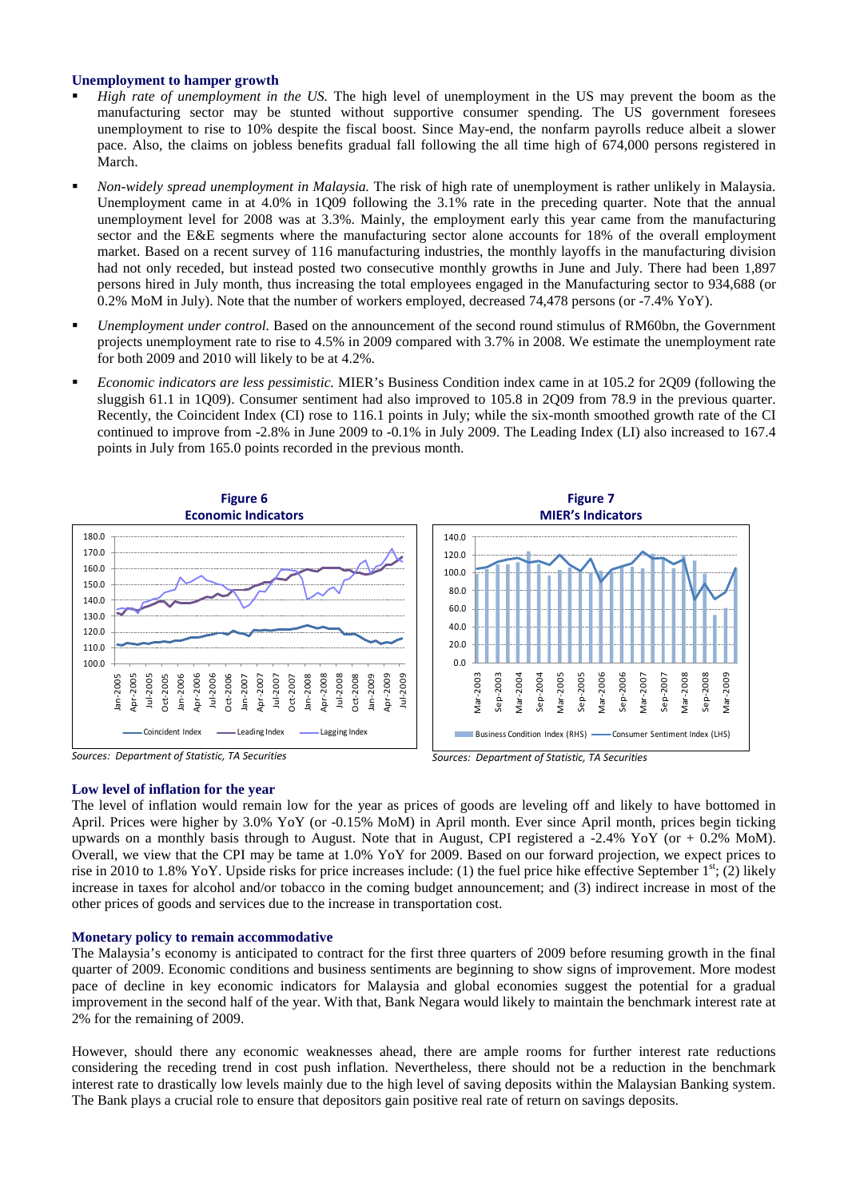### Unemployment to hamper growth

- *High rate of unemployment in the US.* The high level of unemployment in the US may prevent the boom as the manufacturing sector may be stunted without supportive consumer spending. The US government foresees unemployment to rise to 10% despite the fiscal boost. Since May-end, the nonfarm payrolls reduce albeit a slower pace. Also, the claims on jobless benefits gradual fall following the all time high of 674,000 persons registered in March.
- *Non-widely spread unemployment in Malaysia.* The risk of high rate of unemployment is rather unlikely in Malaysia. Unemployment came in at 4.0% in 1Q09 following the 3.1% rate in the preceding quarter. Note that the annual unemployment level for 2008 was at 3.3%. Mainly, the employment early this year came from the manufacturing sector and the E&E segments where the manufacturing sector alone accounts for 18% of the overall employment market. Based on a recent survey of 116 manufacturing industries, the monthly layoffs in the manufacturing division had not only receded, but instead posted two consecutive monthly growths in June and July. There had been 1,897 persons hired in July month, thus increasing the total employees engaged in the Manufacturing sector to 934,688 (or 0.2% MoM in July). Note that the number of workers employed, decreased 74,478 persons (or -7.4% YoY).
- *Unemployment under control.* Based on the announcement of the second round stimulus of RM60bn, the Government projects unemployment rate to rise to 4.5% in 2009 compared with 3.7% in 2008. We estimate the unemployment rate for both 2009 and 2010 will likely to be at 4.2%.
- *Economic indicators are less pessimistic.* MIER's Business Condition index came in at 105.2 for 2Q09 (following the sluggish 61.1 in 1Q09). Consumer sentiment had also improved to 105.8 in 2Q09 from 78.9 in the previous quarter. Recently, the Coincident Index (CI) rose to 116.1 points in July; while the six-month smoothed growth rate of the CI continued to improve from -2.8% in June 2009 to -0.1% in July 2009. The Leading Index (LI) also increased to 167.4 points in July from 165.0 points recorded in the previous month.

**Figure 6**
**Economic Indicators**

Sources: Department of Statistic, TA Securities

**Figure 7**
**MIER's Indicators**

Sources: Department of Statistic, TA Securities

### Low level of inflation for the year

The level of inflation would remain low for the year as prices of goods are leveling off and likely to have bottomed in April. Prices were higher by 3.0% YoY (or -0.15% MoM) in April month. Ever since April month, prices begin ticking upwards on a monthly basis through to August. Note that in August, CPI registered a -2.4% YoY (or + 0.2% MoM). Overall, we view that the CPI may be tame at 1.0% YoY for 2009. Based on our forward projection, we expect prices to rise in 2010 to 1.8% YoY. Upside risks for price increases include: (1) the fuel price hike effective September 1st; (2) likely increase in taxes for alcohol and/or tobacco in the coming budget announcement; and (3) indirect increase in most of the other prices of goods and services due to the increase in transportation cost.

### Monetary policy to remain accommodative

The Malaysia's economy is anticipated to contract for the first three quarters of 2009 before resuming growth in the final quarter of 2009. Economic conditions and business sentiments are beginning to show signs of improvement. More modest pace of decline in key economic indicators for Malaysia and global economies suggest the potential for a gradual improvement in the second half of the year. With that, Bank Negara would likely to maintain the benchmark interest rate at 2% for the remaining of 2009.

However, should there any economic weaknesses ahead, there are ample rooms for further interest rate reductions considering the receding trend in cost push inflation. Nevertheless, there should not be a reduction in the benchmark interest rate to drastically low levels mainly due to the high level of saving deposits within the Malaysian Banking system. The Bank plays a crucial role to ensure that depositors gain positive real rate of return on savings deposits.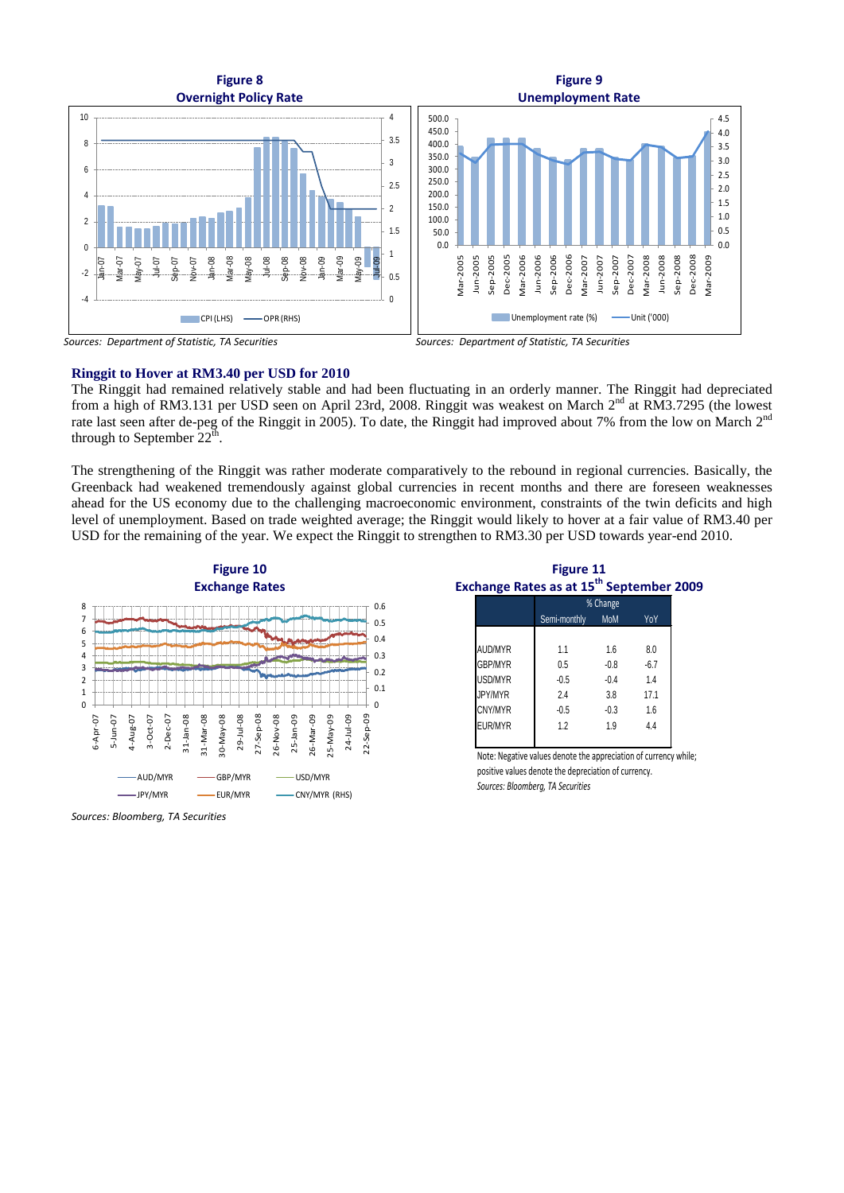**Figure 8**
**Overnight Policy Rate**

*Sources: Department of Statistic, TA Securities*

**Figure 9**
**Unemployment Rate**

*Sources: Department of Statistic, TA Securities*

### Ringgit to Hover at RM3.40 per USD for 2010

The Ringgit had remained relatively stable and had been fluctuating in an orderly manner. The Ringgit had depreciated from a high of RM3.131 per USD seen on April 23rd, 2008. Ringgit was weakest on March 2nd at RM3.7295 (the lowest rate last seen after de-peg of the Ringgit in 2005). To date, the Ringgit had improved about 7% from the low on March 2nd through to September 22th.

The strengthening of the Ringgit was rather moderate comparatively to the rebound in regional currencies. Basically, the Greenback had weakened tremendously against global currencies in recent months and there are foreseen weaknesses ahead for the US economy due to the challenging macroeconomic environment, constraints of the twin deficits and high level of unemployment. Based on trade weighted average; the Ringgit would likely to hover at a fair value of RM3.40 per USD for the remaining of the year. We expect the Ringgit to strengthen to RM3.30 per USD towards year-end 2010.

**Figure 10**
**Exchange Rates**

*Sources: Bloomberg, TA Securities*

**Figure 11**
**Exchange Rates as at 15th September 2009**

| | % Change | | |
|---|---|---|---|
| | Semi-monthly | MoM | YoY |
| AUD/MYR | 1.1 | 1.6 | 8.0 |
| GBP/MYR | 0.5 | -0.8 | -6.7 |
| USD/MYR | -0.5 | -0.4 | 1.4 |
| JPY/MYR | 2.4 | 3.8 | 17.1 |
| CNY/MYR | -0.5 | -0.3 | 1.6 |
| EUR/MYR | 1.2 | 1.9 | 4.4 |

Note: Negative values denote the appreciation of currency while; positive values denote the depreciation of currency.
*Sources: Bloomberg, TA Securities*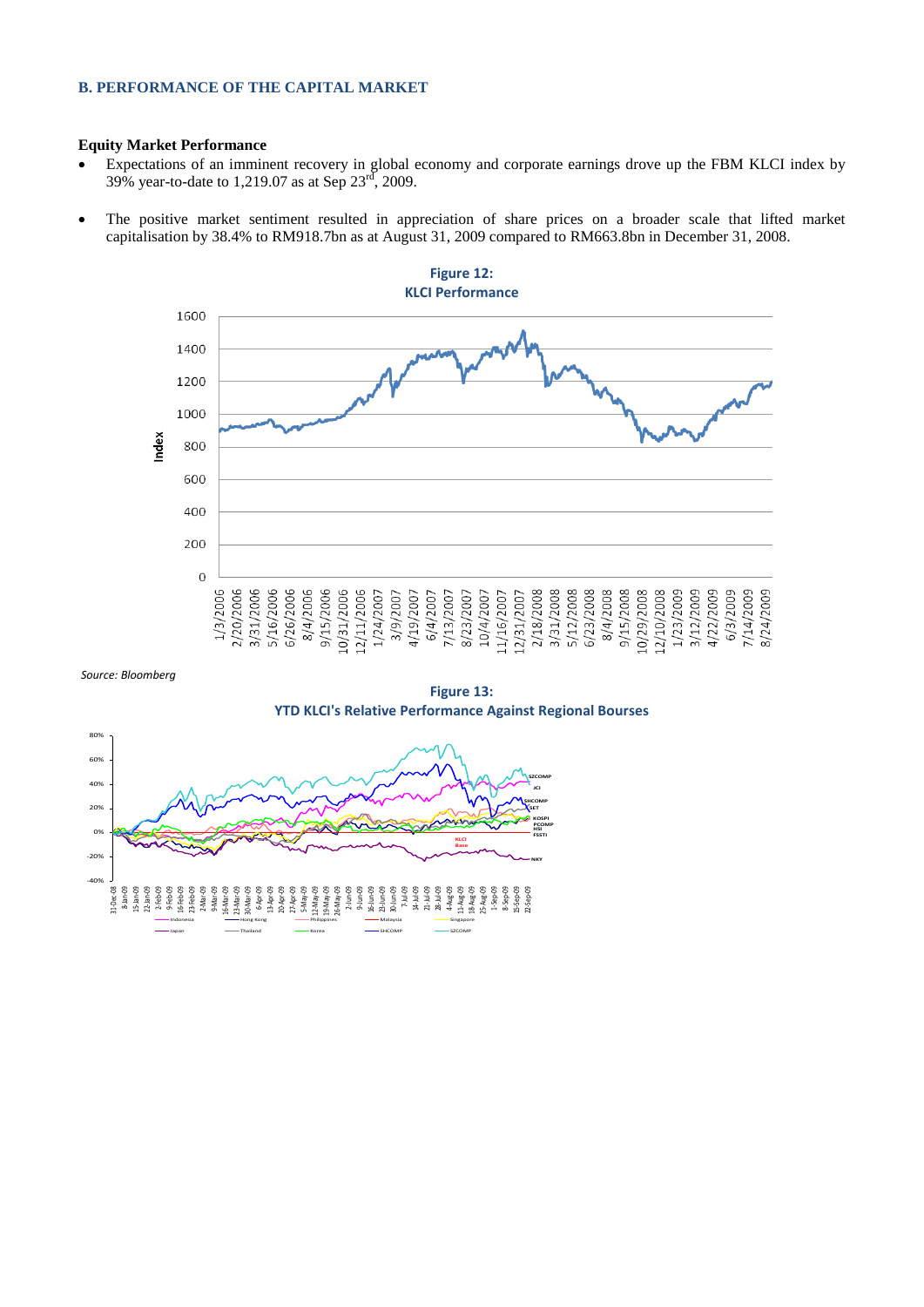## B. PERFORMANCE OF THE CAPITAL MARKET

### Equity Market Performance

- Expectations of an imminent recovery in global economy and corporate earnings drove up the FBM KLCI index by 39% year-to-date to 1,219.07 as at Sep 23[rd], 2009.
- The positive market sentiment resulted in appreciation of share prices on a broader scale that lifted market capitalisation by 38.4% to RM918.7bn as at August 31, 2009 compared to RM663.8bn in December 31, 2008.

**Figure 12:**
**KLCI Performance**

*Source: Bloomberg*

**Figure 13:**
**YTD KLCI's Relative Performance Against Regional Bourses**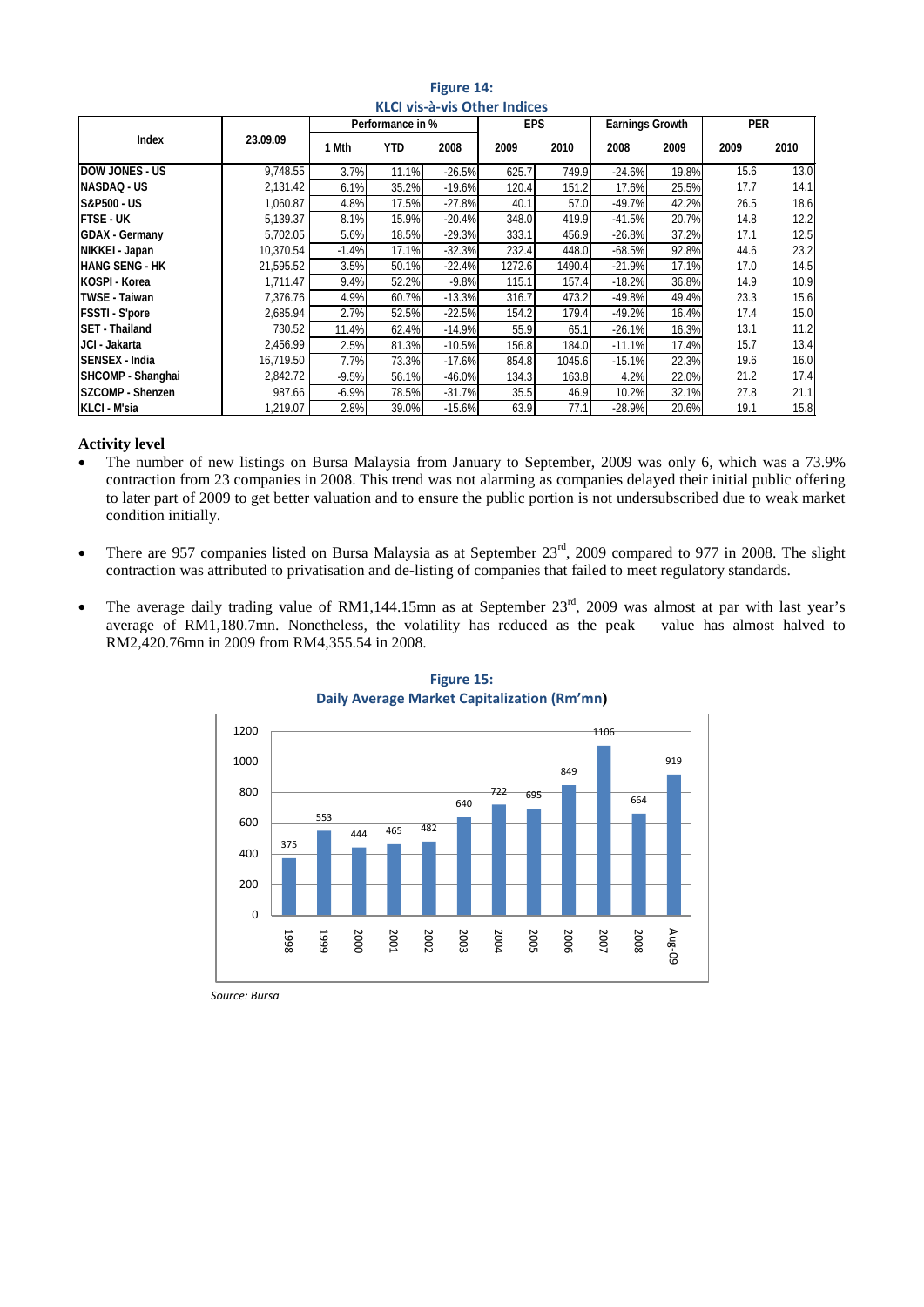**Figure 14:**
**KLCI vis-à-vis Other Indices**

| Index | 23.09.09 | Performance in % | | | EPS | | Earnings Growth | | PER | |
|---|---|---|---|---|---|---|---|---|---|---|
| | | 1 Mth | YTD | 2008 | 2009 | 2010 | 2008 | 2009 | 2009 | 2010 |
| DOW JONES - US | 9,748.55 | 3.7% | 11.1% | -26.5% | 625.7 | 749.9 | -24.6% | 19.8% | 15.6 | 13.0 |
| NASDAQ - US | 2,131.42 | 6.1% | 35.2% | -19.6% | 120.4 | 151.2 | 17.6% | 25.5% | 17.7 | 14.1 |
| S&P500 - US | 1,060.87 | 4.8% | 17.5% | -27.8% | 40.1 | 57.0 | -49.7% | 42.2% | 26.5 | 18.6 |
| FTSE - UK | 5,139.37 | 8.1% | 15.9% | -20.4% | 348.0 | 419.9 | -41.5% | 20.7% | 14.8 | 12.2 |
| GDAX - Germany | 5,702.05 | 5.6% | 18.5% | -29.3% | 333.1 | 456.9 | -26.8% | 37.2% | 17.1 | 12.5 |
| NIKKEI - Japan | 10,370.54 | -1.4% | 17.1% | -32.3% | 232.4 | 448.0 | -68.5% | 92.8% | 44.6 | 23.2 |
| HANG SENG - HK | 21,595.52 | 3.5% | 50.1% | -22.4% | 1272.6 | 1490.4 | -21.9% | 17.1% | 17.0 | 14.5 |
| KOSPI - Korea | 1,711.47 | 9.4% | 52.2% | -9.8% | 115.1 | 157.4 | -18.2% | 36.8% | 14.9 | 10.9 |
| TWSE - Taiwan | 7,376.76 | 4.9% | 60.7% | -13.3% | 316.7 | 473.2 | -49.8% | 49.4% | 23.3 | 15.6 |
| FSSTI - S'pore | 2,685.94 | 2.7% | 52.5% | -22.5% | 154.2 | 179.4 | -49.2% | 16.4% | 17.4 | 15.0 |
| SET - Thailand | 730.52 | 11.4% | 62.4% | -14.9% | 55.9 | 65.1 | -26.1% | 16.3% | 13.1 | 11.2 |
| JCI - Jakarta | 2,456.99 | 2.5% | 81.3% | -10.5% | 156.8 | 184.0 | -11.1% | 17.4% | 15.7 | 13.4 |
| SENSEX - India | 16,719.50 | 7.7% | 73.3% | -17.6% | 854.8 | 1045.6 | -15.1% | 22.3% | 19.6 | 16.0 |
| SHCOMP - Shanghai | 2,842.72 | -9.5% | 56.1% | -46.0% | 134.3 | 163.8 | 4.2% | 22.0% | 21.2 | 17.4 |
| SZCOMP - Shenzen | 987.66 | -6.9% | 78.5% | -31.7% | 35.5 | 46.9 | 10.2% | 32.1% | 27.8 | 21.1 |
| KLCI - M'sia | 1,219.07 | 2.8% | 39.0% | -15.6% | 63.9 | 77.1 | -28.9% | 20.6% | 19.1 | 15.8 |

**Activity level**

- The number of new listings on Bursa Malaysia from January to September, 2009 was only 6, which was a 73.9% contraction from 23 companies in 2008. This trend was not alarming as companies delayed their initial public offering to later part of 2009 to get better valuation and to ensure the public portion is not undersubscribed due to weak market condition initially.

- There are 957 companies listed on Bursa Malaysia as at September 23rd, 2009 compared to 977 in 2008. The slight contraction was attributed to privatisation and de-listing of companies that failed to meet regulatory standards.

- The average daily trading value of RM1,144.15mn as at September 23rd, 2009 was almost at par with last year's average of RM1,180.7mn. Nonetheless, the volatility has reduced as the peak value has almost halved to RM2,420.76mn in 2009 from RM4,355.54 in 2008.

**Figure 15:**
**Daily Average Market Capitalization (Rm'mn)**

| Year | Value |
|---|---|
| 1998 | 375 |
| 1999 | 553 |
| 2000 | 444 |
| 2001 | 465 |
| 2002 | 482 |
| 2003 | 640 |
| 2004 | 722 |
| 2005 | 695 |
| 2006 | 849 |
| 2007 | 1106 |
| 2008 | 664 |
| Aug-09 | 919 |

*Source: Bursa*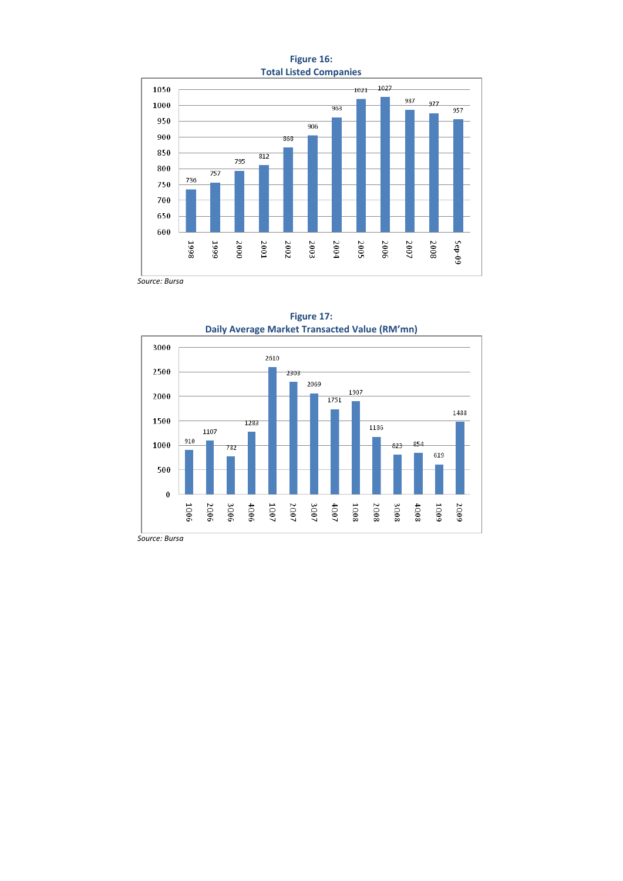**Figure 16:**
**Total Listed Companies**

| Year | Total Listed Companies |
|---|---|
| 1998 | 736 |
| 1999 | 757 |
| 2000 | 795 |
| 2001 | 812 |
| 2002 | 868 |
| 2003 | 906 |
| 2004 | 963 |
| 2005 | 1021 |
| 2006 | 1027 |
| 2007 | 987 |
| 2008 | 977 |
| Sep-09 | 957 |

*Source: Bursa*

**Figure 17:**
**Daily Average Market Transacted Value (RM'mn)**

| Quarter | Daily Average Market Transacted Value (RM'mn) |
|---|---|
| 1Q06 | 910 |
| 2Q06 | 1107 |
| 3Q06 | 782 |
| 4Q06 | 1283 |
| 1Q07 | 2610 |
| 2Q07 | 2303 |
| 3Q07 | 2069 |
| 4Q07 | 1751 |
| 1Q08 | 1907 |
| 2Q08 | 1186 |
| 3Q08 | 823 |
| 4Q08 | 854 |
| 1Q09 | 619 |
| 2Q09 | 1488 |

*Source: Bursa*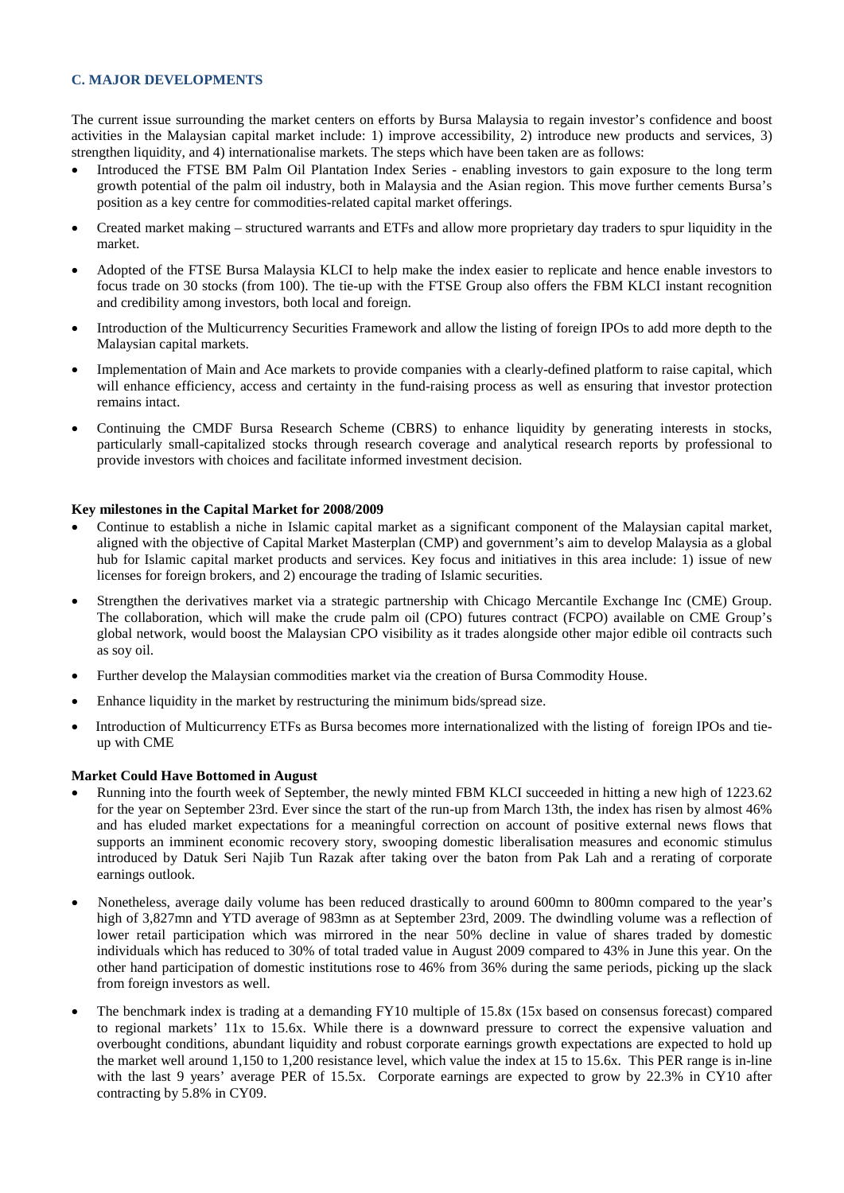## C. MAJOR DEVELOPMENTS

The current issue surrounding the market centers on efforts by Bursa Malaysia to regain investor's confidence and boost activities in the Malaysian capital market include: 1) improve accessibility, 2) introduce new products and services, 3) strengthen liquidity, and 4) internationalise markets. The steps which have been taken are as follows:

- Introduced the FTSE BM Palm Oil Plantation Index Series - enabling investors to gain exposure to the long term growth potential of the palm oil industry, both in Malaysia and the Asian region. This move further cements Bursa's position as a key centre for commodities-related capital market offerings.
- Created market making – structured warrants and ETFs and allow more proprietary day traders to spur liquidity in the market.
- Adopted of the FTSE Bursa Malaysia KLCI to help make the index easier to replicate and hence enable investors to focus trade on 30 stocks (from 100). The tie-up with the FTSE Group also offers the FBM KLCI instant recognition and credibility among investors, both local and foreign.
- Introduction of the Multicurrency Securities Framework and allow the listing of foreign IPOs to add more depth to the Malaysian capital markets.
- Implementation of Main and Ace markets to provide companies with a clearly-defined platform to raise capital, which will enhance efficiency, access and certainty in the fund-raising process as well as ensuring that investor protection remains intact.
- Continuing the CMDF Bursa Research Scheme (CBRS) to enhance liquidity by generating interests in stocks, particularly small-capitalized stocks through research coverage and analytical research reports by professional to provide investors with choices and facilitate informed investment decision.

**Key milestones in the Capital Market for 2008/2009**

- Continue to establish a niche in Islamic capital market as a significant component of the Malaysian capital market, aligned with the objective of Capital Market Masterplan (CMP) and government's aim to develop Malaysia as a global hub for Islamic capital market products and services. Key focus and initiatives in this area include: 1) issue of new licenses for foreign brokers, and 2) encourage the trading of Islamic securities.
- Strengthen the derivatives market via a strategic partnership with Chicago Mercantile Exchange Inc (CME) Group. The collaboration, which will make the crude palm oil (CPO) futures contract (FCPO) available on CME Group's global network, would boost the Malaysian CPO visibility as it trades alongside other major edible oil contracts such as soy oil.
- Further develop the Malaysian commodities market via the creation of Bursa Commodity House.
- Enhance liquidity in the market by restructuring the minimum bids/spread size.
- Introduction of Multicurrency ETFs as Bursa becomes more internationalized with the listing of foreign IPOs and tie-up with CME

**Market Could Have Bottomed in August**

- Running into the fourth week of September, the newly minted FBM KLCI succeeded in hitting a new high of 1223.62 for the year on September 23rd. Ever since the start of the run-up from March 13th, the index has risen by almost 46% and has eluded market expectations for a meaningful correction on account of positive external news flows that supports an imminent economic recovery story, swooping domestic liberalisation measures and economic stimulus introduced by Datuk Seri Najib Tun Razak after taking over the baton from Pak Lah and a rerating of corporate earnings outlook.
- Nonetheless, average daily volume has been reduced drastically to around 600mn to 800mn compared to the year's high of 3,827mn and YTD average of 983mn as at September 23rd, 2009. The dwindling volume was a reflection of lower retail participation which was mirrored in the near 50% decline in value of shares traded by domestic individuals which has reduced to 30% of total traded value in August 2009 compared to 43% in June this year. On the other hand participation of domestic institutions rose to 46% from 36% during the same periods, picking up the slack from foreign investors as well.
- The benchmark index is trading at a demanding FY10 multiple of 15.8x (15x based on consensus forecast) compared to regional markets' 11x to 15.6x. While there is a downward pressure to correct the expensive valuation and overbought conditions, abundant liquidity and robust corporate earnings growth expectations are expected to hold up the market well around 1,150 to 1,200 resistance level, which value the index at 15 to 15.6x. This PER range is in-line with the last 9 years' average PER of 15.5x. Corporate earnings are expected to grow by 22.3% in CY10 after contracting by 5.8% in CY09.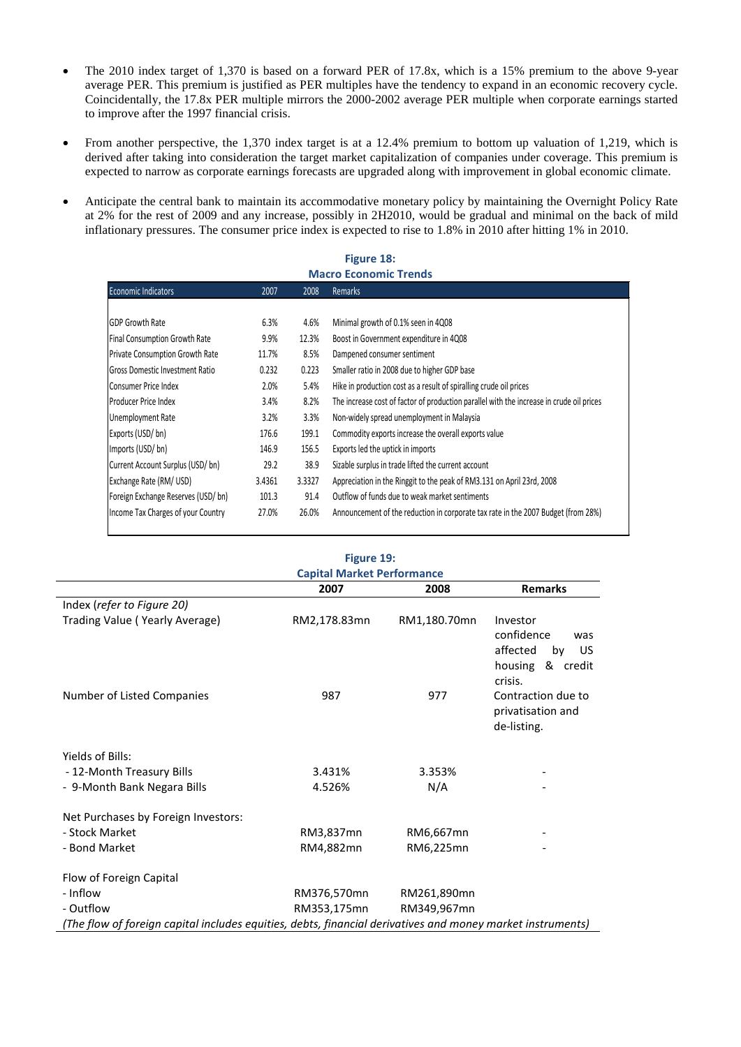- The 2010 index target of 1,370 is based on a forward PER of 17.8x, which is a 15% premium to the above 9-year average PER. This premium is justified as PER multiples have the tendency to expand in an economic recovery cycle. Coincidentally, the 17.8x PER multiple mirrors the 2000-2002 average PER multiple when corporate earnings started to improve after the 1997 financial crisis.

- From another perspective, the 1,370 index target is at a 12.4% premium to bottom up valuation of 1,219, which is derived after taking into consideration the target market capitalization of companies under coverage. This premium is expected to narrow as corporate earnings forecasts are upgraded along with improvement in global economic climate.

- Anticipate the central bank to maintain its accommodative monetary policy by maintaining the Overnight Policy Rate at 2% for the rest of 2009 and any increase, possibly in 2H2010, would be gradual and minimal on the back of mild inflationary pressures. The consumer price index is expected to rise to 1.8% in 2010 after hitting 1% in 2010.

**Figure 18:**
**Macro Economic Trends**

| Economic Indicators | 2007 | 2008 | Remarks |
|---|---|---|---|
| GDP Growth Rate | 6.3% | 4.6% | Minimal growth of 0.1% seen in 4Q08 |
| Final Consumption Growth Rate | 9.9% | 12.3% | Boost in Government expenditure in 4Q08 |
| Private Consumption Growth Rate | 11.7% | 8.5% | Dampened consumer sentiment |
| Gross Domestic Investment Ratio | 0.232 | 0.223 | Smaller ratio in 2008 due to higher GDP base |
| Consumer Price Index | 2.0% | 5.4% | Hike in production cost as a result of spiralling crude oil prices |
| Producer Price Index | 3.4% | 8.2% | The increase cost of factor of production parallel with the increase in crude oil prices |
| Unemployment Rate | 3.2% | 3.3% | Non-widely spread unemployment in Malaysia |
| Exports (USD/ bn) | 176.6 | 199.1 | Commodity exports increase the overall exports value |
| Imports (USD/ bn) | 146.9 | 156.5 | Exports led the uptick in imports |
| Current Account Surplus (USD/ bn) | 29.2 | 38.9 | Sizable surplus in trade lifted the current account |
| Exchange Rate (RM/ USD) | 3.4361 | 3.3327 | Appreciation in the Ringgit to the peak of RM3.131 on April 23rd, 2008 |
| Foreign Exchange Reserves (USD/ bn) | 101.3 | 91.4 | Outflow of funds due to weak market sentiments |
| Income Tax Charges of your Country | 27.0% | 26.0% | Announcement of the reduction in corporate tax rate in the 2007 Budget (from 28%) |

**Figure 19:**
**Capital Market Performance**

| | 2007 | 2008 | Remarks |
|---|---|---|---|
| Index (*refer to Figure 20*) | | | |
| Trading Value ( Yearly Average) | RM2,178.83mn | RM1,180.70mn | Investor confidence was affected by US housing & credit crisis. |
| Number of Listed Companies | 987 | 977 | Contraction due to privatisation and de-listing. |
| Yields of Bills: | | | |
| - 12-Month Treasury Bills | 3.431% | 3.353% | - |
| - 9-Month Bank Negara Bills | 4.526% | N/A | - |
| Net Purchases by Foreign Investors: | | | |
| - Stock Market | RM3,837mn | RM6,667mn | - |
| - Bond Market | RM4,882mn | RM6,225mn | - |
| Flow of Foreign Capital | | | |
| - Inflow | RM376,570mn | RM261,890mn | |
| - Outflow | RM353,175mn | RM349,967mn | |

*(The flow of foreign capital includes equities, debts, financial derivatives and money market instruments)*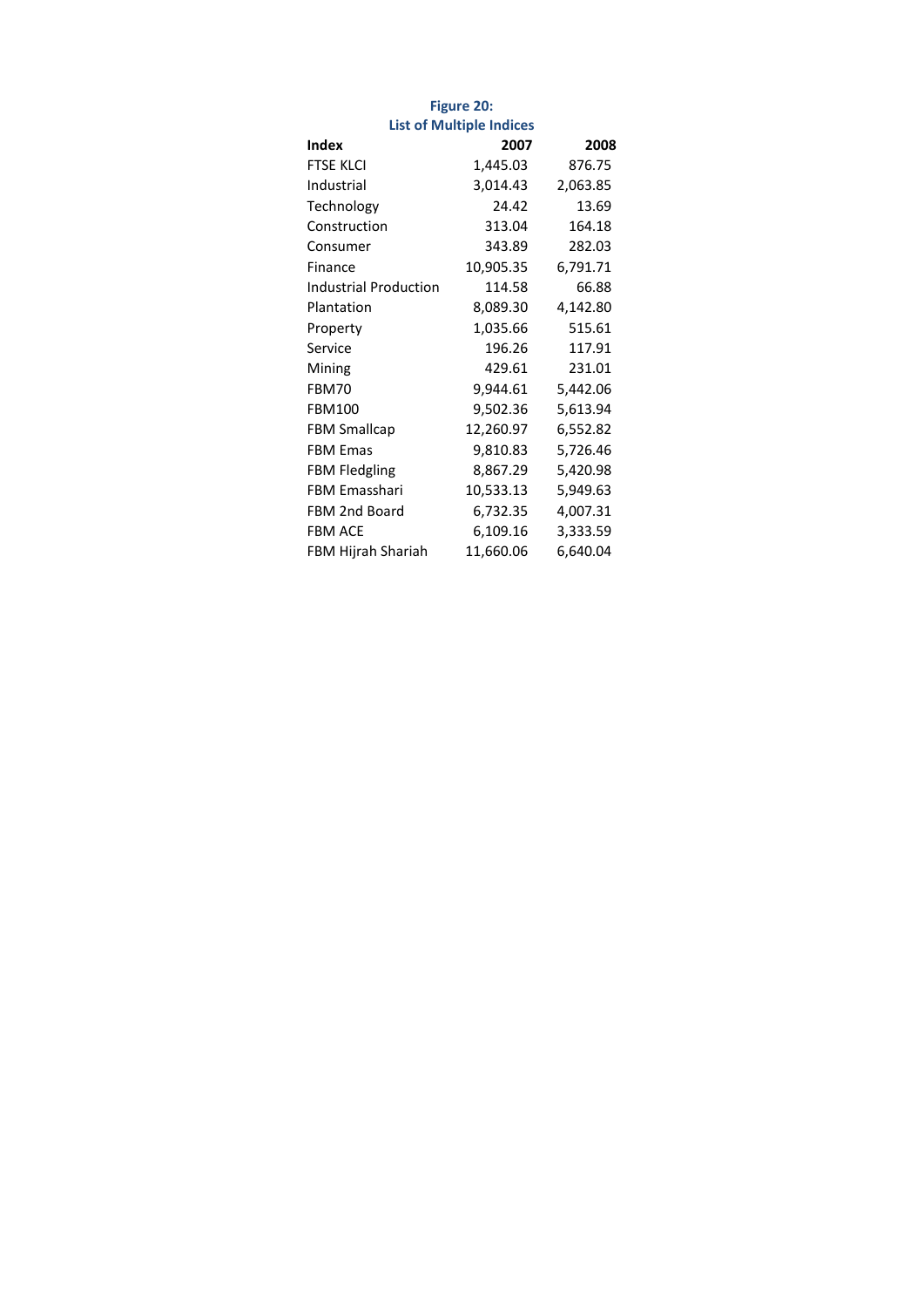**Figure 20:**
**List of Multiple Indices**

| Index | 2007 | 2008 |
|---|---|---|
| FTSE KLCI | 1,445.03 | 876.75 |
| Industrial | 3,014.43 | 2,063.85 |
| Technology | 24.42 | 13.69 |
| Construction | 313.04 | 164.18 |
| Consumer | 343.89 | 282.03 |
| Finance | 10,905.35 | 6,791.71 |
| Industrial Production | 114.58 | 66.88 |
| Plantation | 8,089.30 | 4,142.80 |
| Property | 1,035.66 | 515.61 |
| Service | 196.26 | 117.91 |
| Mining | 429.61 | 231.01 |
| FBM70 | 9,944.61 | 5,442.06 |
| FBM100 | 9,502.36 | 5,613.94 |
| FBM Smallcap | 12,260.97 | 6,552.82 |
| FBM Emas | 9,810.83 | 5,726.46 |
| FBM Fledgling | 8,867.29 | 5,420.98 |
| FBM Emasshari | 10,533.13 | 5,949.63 |
| FBM 2nd Board | 6,732.35 | 4,007.31 |
| FBM ACE | 6,109.16 | 3,333.59 |
| FBM Hijrah Shariah | 11,660.06 | 6,640.04 |